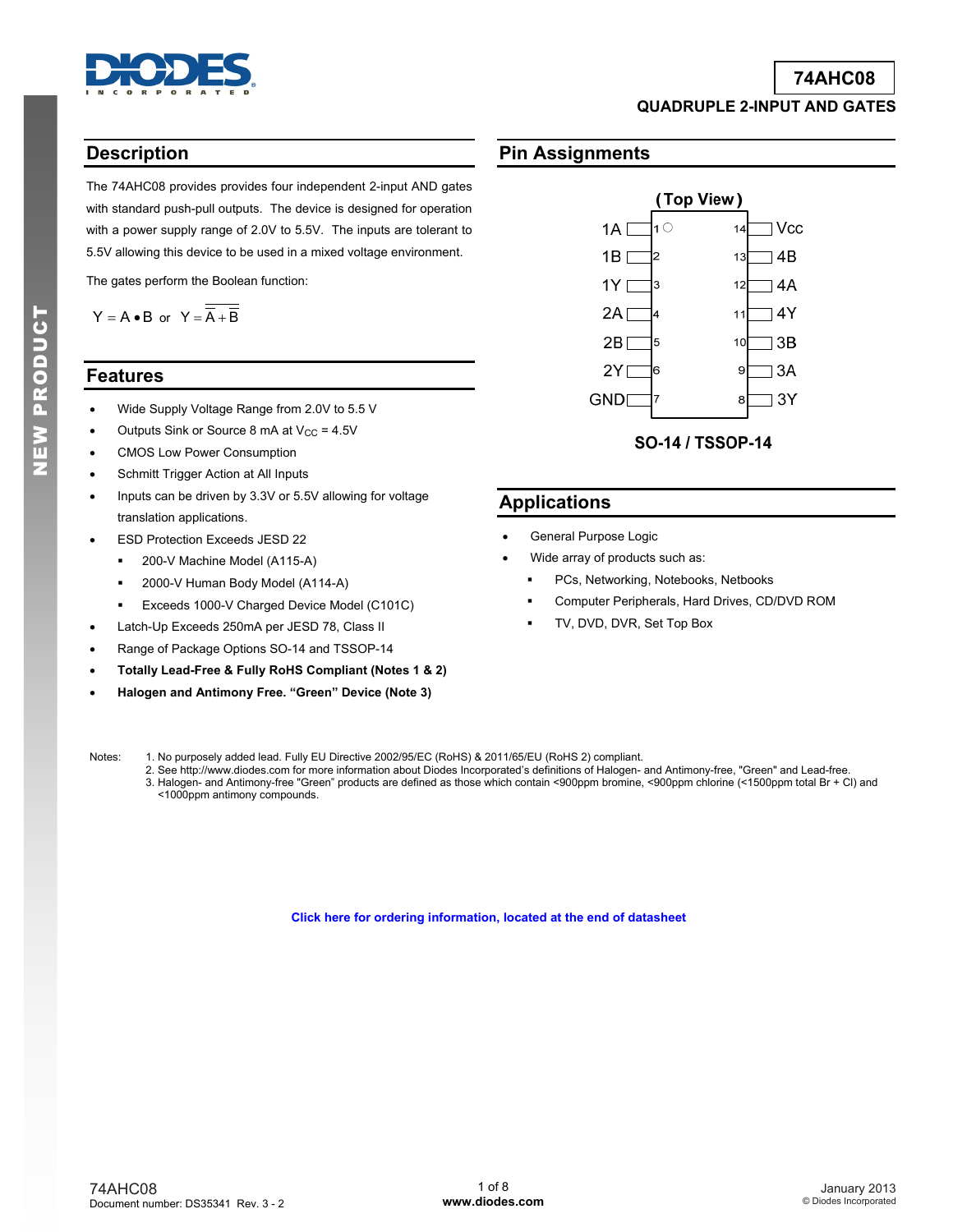# 74AHC08

## QUADRUPLE 2-INPUT AND GATES

## Description

The 74AHC08 provides provides four independent 2-input AND gates with standard push-pull outputs. The device is designed for operation with a power supply range of 2.0V to 5.5V. The inputs are tolerant to 5.5V allowing this device to be used in a mixed voltage environment.

The gates perform the Boolean function:

$$Y = A \bullet B \text{ or } Y = \overline{\overline{A} + \overline{B}}$$

## Features

- Wide Supply Voltage Range from 2.0V to 5.5 V
- Outputs Sink or Source 8 mA at $V_{CC}$ = 4.5V
- CMOS Low Power Consumption
- Schmitt Trigger Action at All Inputs
- Inputs can be driven by 3.3V or 5.5V allowing for voltage translation applications.
- ESD Protection Exceeds JESD 22
  - 200-V Machine Model (A115-A)
  - 2000-V Human Body Model (A114-A)
  - Exceeds 1000-V Charged Device Model (C101C)
- Latch-Up Exceeds 250mA per JESD 78, Class II
- Range of Package Options SO-14 and TSSOP-14
- **Totally Lead-Free & Fully RoHS Compliant (Notes 1 & 2)**
- **Halogen and Antimony Free. "Green" Device (Note 3)**

## Pin Assignments

(Top View)

| Pin Name | Pin | Pin | Pin Name |
|---|---|---|---|
| 1A | 1 | 14 | Vcc |
| 1B | 2 | 13 | 4B |
| 1Y | 3 | 12 | 4A |
| 2A | 4 | 11 | 4Y |
| 2B | 5 | 10 | 3B |
| 2Y | 6 | 9 | 3A |
| GND | 7 | 8 | 3Y |

SO-14 / TSSOP-14

## Applications

- General Purpose Logic
- Wide array of products such as:
  - PCs, Networking, Notebooks, Netbooks
  - Computer Peripherals, Hard Drives, CD/DVD ROM
  - TV, DVD, DVR, Set Top Box

Notes:
1. No purposely added lead. Fully EU Directive 2002/95/EC (RoHS) & 2011/65/EU (RoHS 2) compliant.
2. See http://www.diodes.com for more information about Diodes Incorporated's definitions of Halogen- and Antimony-free, "Green" and Lead-free.
3. Halogen- and Antimony-free "Green" products are defined as those which contain <900ppm bromine, <900ppm chlorine (<1500ppm total Br + Cl) and <1000ppm antimony compounds.

**Click here for ordering information, located at the end of datasheet**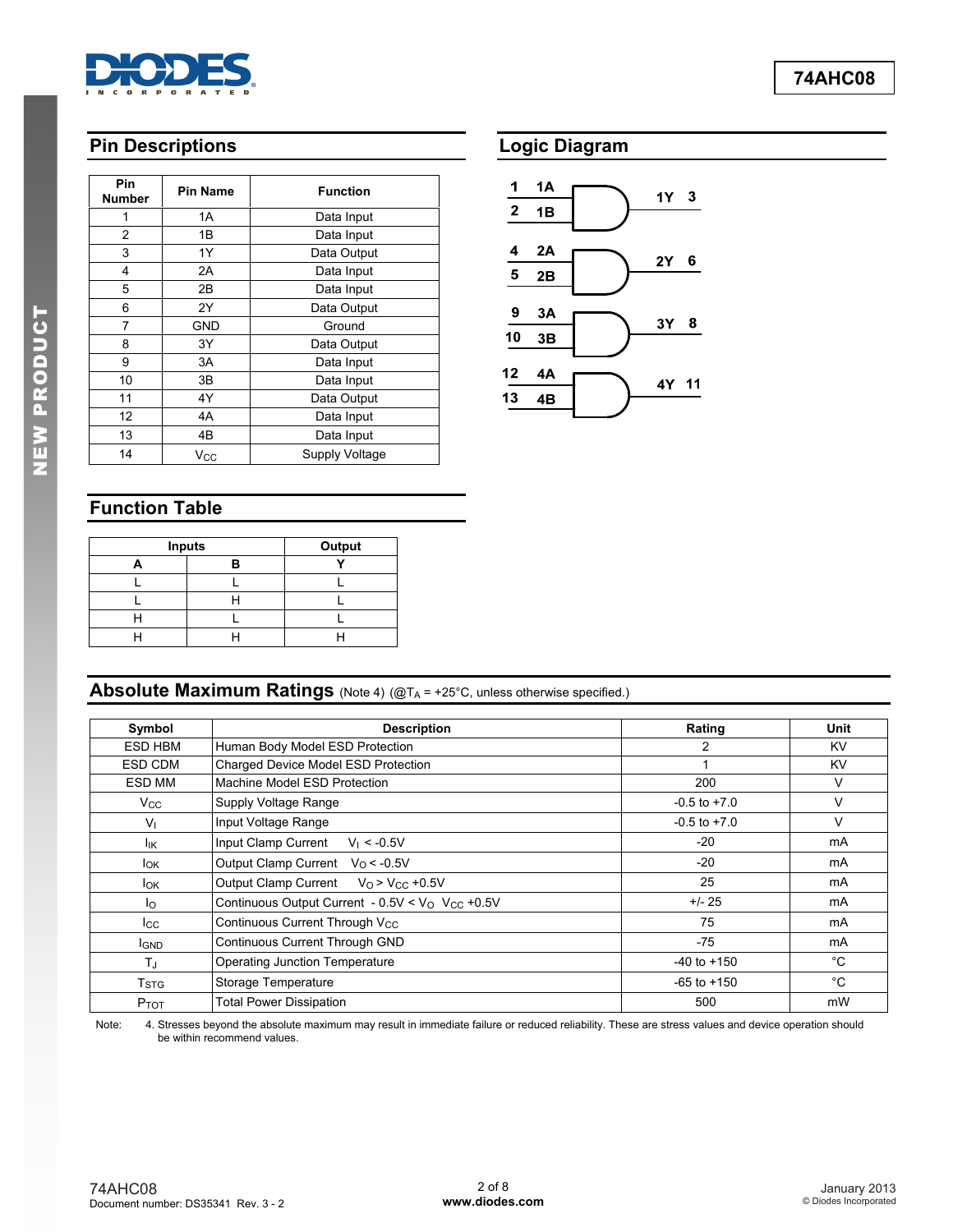## Pin Descriptions

| Pin Number | Pin Name | Function |
|---|---|---|
| 1 | 1A | Data Input |
| 2 | 1B | Data Input |
| 3 | 1Y | Data Output |
| 4 | 2A | Data Input |
| 5 | 2B | Data Input |
| 6 | 2Y | Data Output |
| 7 | GND | Ground |
| 8 | 3Y | Data Output |
| 9 | 3A | Data Input |
| 10 | 3B | Data Input |
| 11 | 4Y | Data Output |
| 12 | 4A | Data Input |
| 13 | 4B | Data Input |
| 14 | $V_{CC}$ | Supply Voltage |

## Logic Diagram

1 1A
2 1B
1Y 3
4 2A
5 2B
2Y 6
9 3A
10 3B
3Y 8
12 4A
13 4B
4Y 11

## Function Table

| Inputs | | Output |
|---|---|---|
| A | B | Y |
| L | L | L |
| L | H | L |
| H | L | L |
| H | H | H |

## Absolute Maximum Ratings (Note 4) (@$T_A$ = +25°C, unless otherwise specified.)

| Symbol | Description | Rating | Unit |
|---|---|---|---|
| ESD HBM | Human Body Model ESD Protection | 2 | KV |
| ESD CDM | Charged Device Model ESD Protection | 1 | KV |
| ESD MM | Machine Model ESD Protection | 200 | V |
| $V_{CC}$ | Supply Voltage Range | -0.5 to +7.0 | V |
| $V_I$ | Input Voltage Range | -0.5 to +7.0 | V |
| $I_{IK}$ | Input Clamp Current $V_I$ < -0.5V | -20 | mA |
| $I_{OK}$ | Output Clamp Current $V_O$ < -0.5V | -20 | mA |
| $I_{OK}$ | Output Clamp Current $V_O$ > $V_{CC}$ +0.5V | 25 | mA |
| $I_O$ | Continuous Output Current - 0.5V < $V_O$ $V_{CC}$ +0.5V | +/- 25 | mA |
| $I_{CC}$ | Continuous Current Through $V_{CC}$ | 75 | mA |
| $I_{GND}$ | Continuous Current Through GND | -75 | mA |
| $T_J$ | Operating Junction Temperature | -40 to +150 | °C |
| $T_{STG}$ | Storage Temperature | -65 to +150 | °C |
| $P_{TOT}$ | Total Power Dissipation | 500 | mW |

Note: 4. Stresses beyond the absolute maximum may result in immediate failure or reduced reliability. These are stress values and device operation should be within recommend values.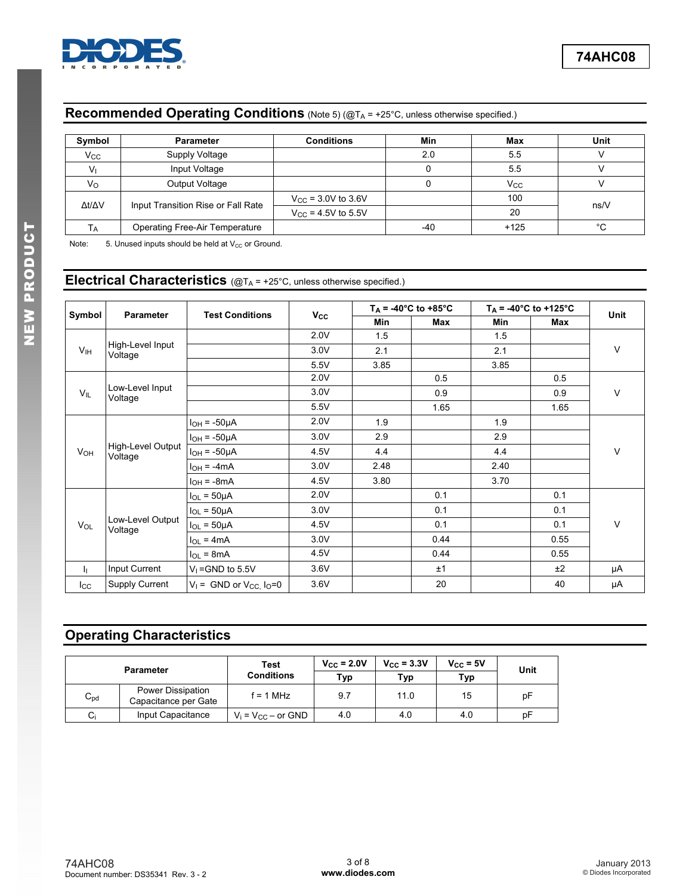## Recommended Operating Conditions (Note 5) (@$T_A$ = +25°C, unless otherwise specified.)

| Symbol | Parameter | Conditions | Min | Max | Unit |
|---|---|---|---|---|---|
| $V_{CC}$ | Supply Voltage | | 2.0 | 5.5 | V |
| $V_I$ | Input Voltage | | 0 | 5.5 | V |
| $V_O$ | Output Voltage | | 0 | $V_{CC}$ | V |
| Δt/ΔV | Input Transition Rise or Fall Rate | $V_{CC}$ = 3.0V to 3.6V | | 100 | ns/V |
| | | $V_{CC}$ = 4.5V to 5.5V | | 20 | |
| $T_A$ | Operating Free-Air Temperature | | -40 | +125 | °C |

Note: 5. Unused inputs should be held at $V_{CC}$ or Ground.

## Electrical Characteristics (@$T_A$ = +25°C, unless otherwise specified.)

| Symbol | Parameter | Test Conditions | $V_{CC}$ | $T_A$ = -40°C to +85°C | | $T_A$ = -40°C to +125°C | | Unit |
|---|---|---|---|---|---|---|---|---|
| | | | | Min | Max | Min | Max | |
| $V_{IH}$ | High-Level Input Voltage | | 2.0V | 1.5 | | 1.5 | | V |
| | | | 3.0V | 2.1 | | 2.1 | | |
| | | | 5.5V | 3.85 | | 3.85 | | |
| $V_{IL}$ | Low-Level Input Voltage | | 2.0V | | 0.5 | | 0.5 | V |
| | | | 3.0V | | 0.9 | | 0.9 | |
| | | | 5.5V | | 1.65 | | 1.65 | |
| $V_{OH}$ | High-Level Output Voltage | $I_{OH}$ = -50μA | 2.0V | 1.9 | | 1.9 | | V |
| | | $I_{OH}$ = -50μA | 3.0V | 2.9 | | 2.9 | | |
| | | $I_{OH}$ = -50μA | 4.5V | 4.4 | | 4.4 | | |
| | | $I_{OH}$ = -4mA | 3.0V | 2.48 | | 2.40 | | |
| | | $I_{OH}$ = -8mA | 4.5V | 3.80 | | 3.70 | | |
| $V_{OL}$ | Low-Level Output Voltage | $I_{OL}$ = 50μA | 2.0V | | 0.1 | | 0.1 | V |
| | | $I_{OL}$ = 50μA | 3.0V | | 0.1 | | 0.1 | |
| | | $I_{OL}$ = 50μA | 4.5V | | 0.1 | | 0.1 | |
| | | $I_{OL}$ = 4mA | 3.0V | | 0.44 | | 0.55 | |
| | | $I_{OL}$ = 8mA | 4.5V | | 0.44 | | 0.55 | |
| $I_I$ | Input Current | $V_I$ =GND to 5.5V | 3.6V | | ±1 | | ±2 | μA |
| $I_{CC}$ | Supply Current | $V_I$ = GND or $V_{CC}$, $I_O$=0 | 3.6V | | 20 | | 40 | μA |

## Operating Characteristics

| Parameter | | Test Conditions | $V_{CC}$ = 2.0V | $V_{CC}$ = 3.3V | $V_{CC}$ = 5V | Unit |
|---|---|---|---|---|---|---|
| | | | Typ | Typ | Typ | |
| $C_{pd}$ | Power Dissipation Capacitance per Gate | f = 1 MHz | 9.7 | 11.0 | 15 | pF |
| $C_i$ | Input Capacitance | $V_i$ = $V_{CC}$ – or GND | 4.0 | 4.0 | 4.0 | pF |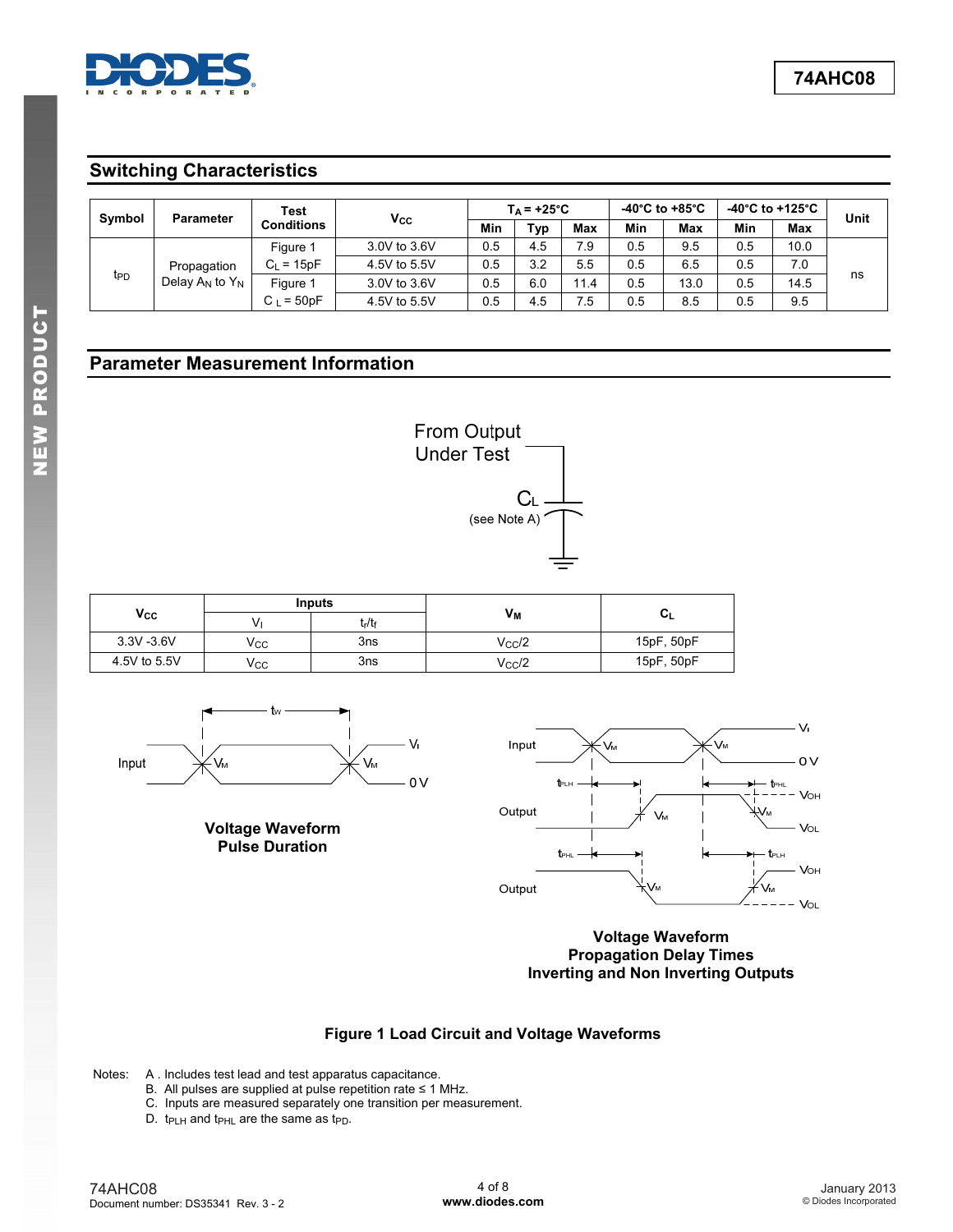## Switching Characteristics

| Symbol | Parameter | Test Conditions | $V_{CC}$ | $T_A$ = +25°C | | | -40°C to +85°C | | -40°C to +125°C | | Unit |
|---|---|---|---|---|---|---|---|---|---|---|---|
| | | | | Min | Typ | Max | Min | Max | Min | Max | |
| $t_{PD}$ | Propagation Delay $A_N$ to $Y_N$ | Figure 1 $C_L$ = 15pF | 3.0V to 3.6V | 0.5 | 4.5 | 7.9 | 0.5 | 9.5 | 0.5 | 10.0 | ns |
| | | | 4.5V to 5.5V | 0.5 | 3.2 | 5.5 | 0.5 | 6.5 | 0.5 | 7.0 | |
| | | Figure 1 $C_L$ = 50pF | 3.0V to 3.6V | 0.5 | 6.0 | 11.4 | 0.5 | 13.0 | 0.5 | 14.5 | |
| | | | 4.5V to 5.5V | 0.5 | 4.5 | 7.5 | 0.5 | 8.5 | 0.5 | 9.5 | |

## Parameter Measurement Information

From Output Under Test

$C_L$ (see Note A)

| $V_{CC}$ | Inputs | | $V_M$ | $C_L$ |
|---|---|---|---|---|
| | $V_I$ | $t_r/t_f$ | | |
| 3.3V -3.6V | $V_{CC}$ | 3ns | $V_{CC}/2$ | 15pF, 50pF |
| 4.5V to 5.5V | $V_{CC}$ | 3ns | $V_{CC}/2$ | 15pF, 50pF |

$t_W$

Input

$V_M$ $V_M$

$V_I$

0 V

**Voltage Waveform Pulse Duration**

Input

$V_M$ $V_M$

$V_I$

0 V

$t_{PLH}$ $t_{PHL}$

Output

$V_M$ $V_M$

$V_{OH}$

$V_{OL}$

$t_{PHL}$ $t_{PLH}$

Output

$V_M$ $V_M$

$V_{OH}$

$V_{OL}$

**Voltage Waveform Propagation Delay Times Inverting and Non Inverting Outputs**

**Figure 1 Load Circuit and Voltage Waveforms**

Notes:
A. Includes test lead and test apparatus capacitance.
B. All pulses are supplied at pulse repetition rate ≤ 1 MHz.
C. Inputs are measured separately one transition per measurement.
D. $t_{PLH}$ and $t_{PHL}$ are the same as $t_{PD}$.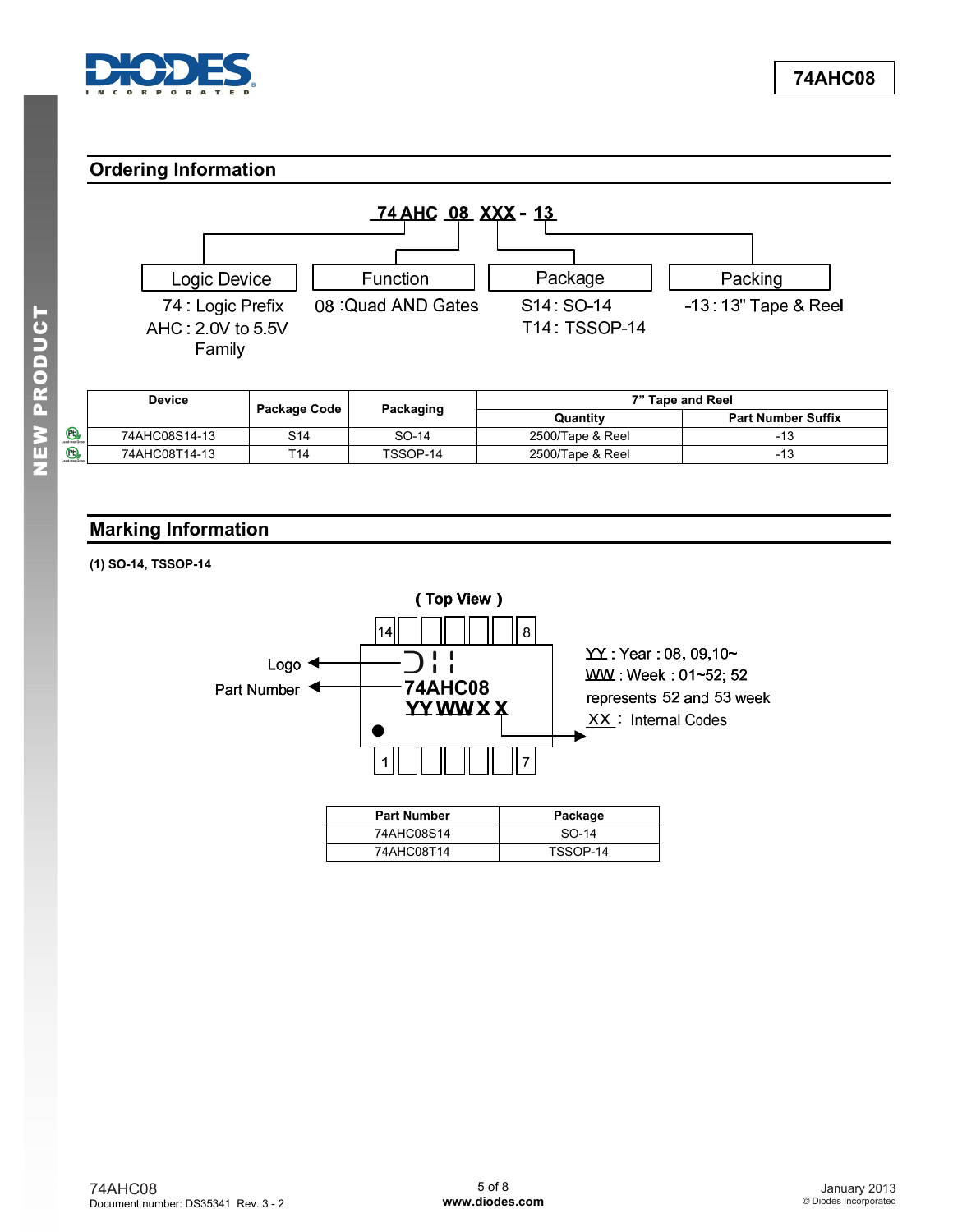## Ordering Information

74 AHC 08 XXX - 13

Logic Device
74 : Logic Prefix
AHC : 2.0V to 5.5V Family

Function
08 :Quad AND Gates

Package
S14 : SO-14
T14 : TSSOP-14

Packing
-13 : 13" Tape & Reel

| Device | Package Code | Packaging | 7" Tape and Reel | |
|---|---|---|---|---|
| | | | Quantity | Part Number Suffix |
| 74AHC08S14-13 | S14 | SO-14 | 2500/Tape & Reel | -13 |
| 74AHC08T14-13 | T14 | TSSOP-14 | 2500/Tape & Reel | -13 |

## Marking Information

**(1) SO-14, TSSOP-14**

( Top View )

14
8
Logo
Part Number
74AHC08
YY WW X X
1
7

YY : Year : 08, 09,10~
WW : Week : 01~52; 52 represents 52 and 53 week
XX : Internal Codes

| Part Number | Package |
|---|---|
| 74AHC08S14 | SO-14 |
| 74AHC08T14 | TSSOP-14 |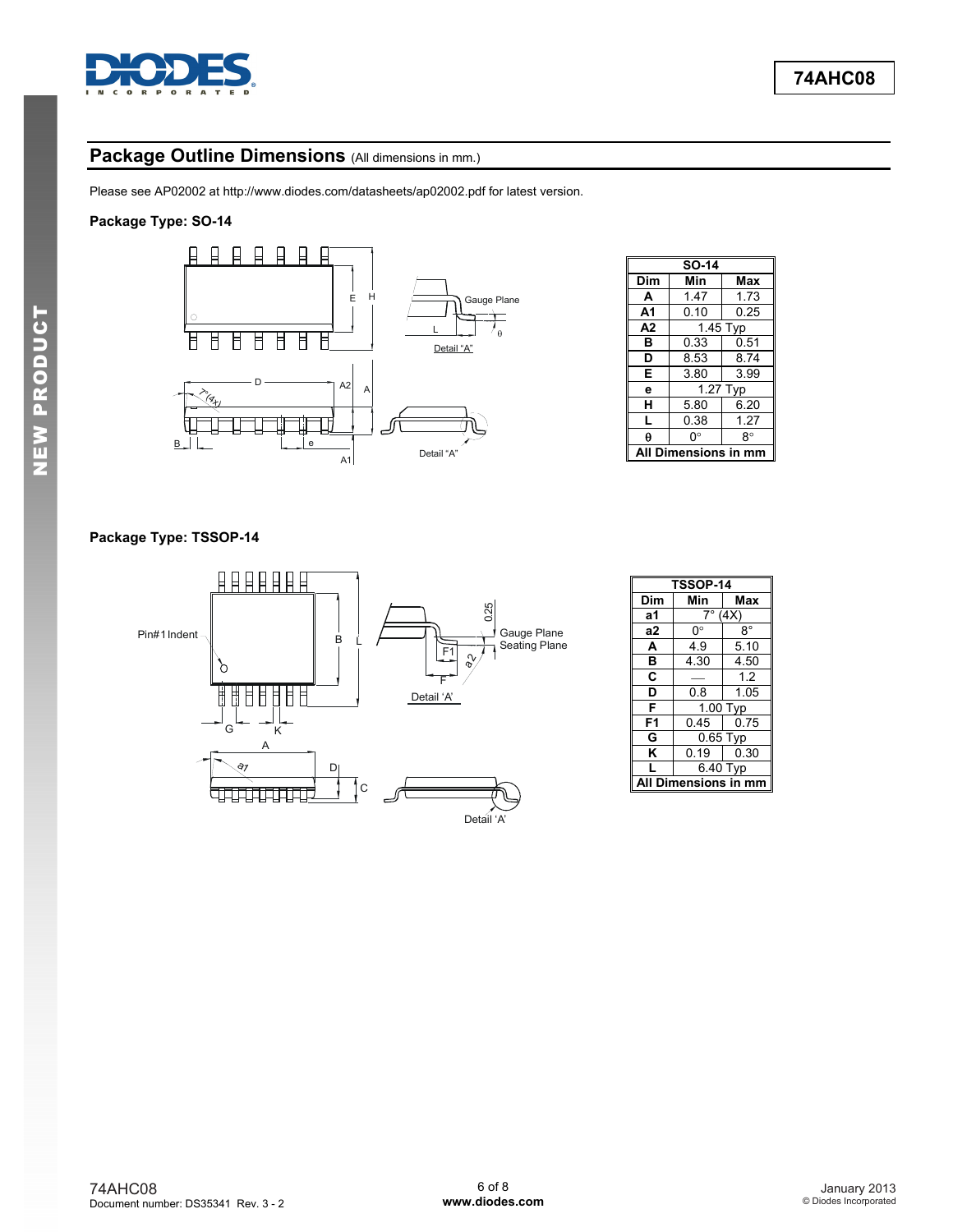## Package Outline Dimensions (All dimensions in mm.)

Please see AP02002 at http://www.diodes.com/datasheets/ap02002.pdf for latest version.

### Package Type: SO-14

E
H
Gauge Plane
L
θ
Detail "A"
D
7°(4x)
A2
A
B
e
A1
Detail "A"

| SO-14 | | |
|---|---|---|
| **Dim** | **Min** | **Max** |
| **A** | 1.47 | 1.73 |
| **A1** | 0.10 | 0.25 |
| **A2** | 1.45 Typ | |
| **B** | 0.33 | 0.51 |
| **D** | 8.53 | 8.74 |
| **E** | 3.80 | 3.99 |
| **e** | 1.27 Typ | |
| **H** | 5.80 | 6.20 |
| **L** | 0.38 | 1.27 |
| **θ** | 0° | 8° |
| **All Dimensions in mm** | | |

### Package Type: TSSOP-14

Pin#1 Indent
B
L
0.25
Gauge Plane
Seating Plane
F1
a2
F
Detail 'A'
G
K
A
a1
D
C
Detail 'A'

| TSSOP-14 | | |
|---|---|---|
| **Dim** | **Min** | **Max** |
| **a1** | 7° (4X) | |
| **a2** | 0° | 8° |
| **A** | 4.9 | 5.10 |
| **B** | 4.30 | 4.50 |
| **C** | — | 1.2 |
| **D** | 0.8 | 1.05 |
| **F** | 1.00 Typ | |
| **F1** | 0.45 | 0.75 |
| **G** | 0.65 Typ | |
| **K** | 0.19 | 0.30 |
| **L** | 6.40 Typ | |
| **All Dimensions in mm** | | |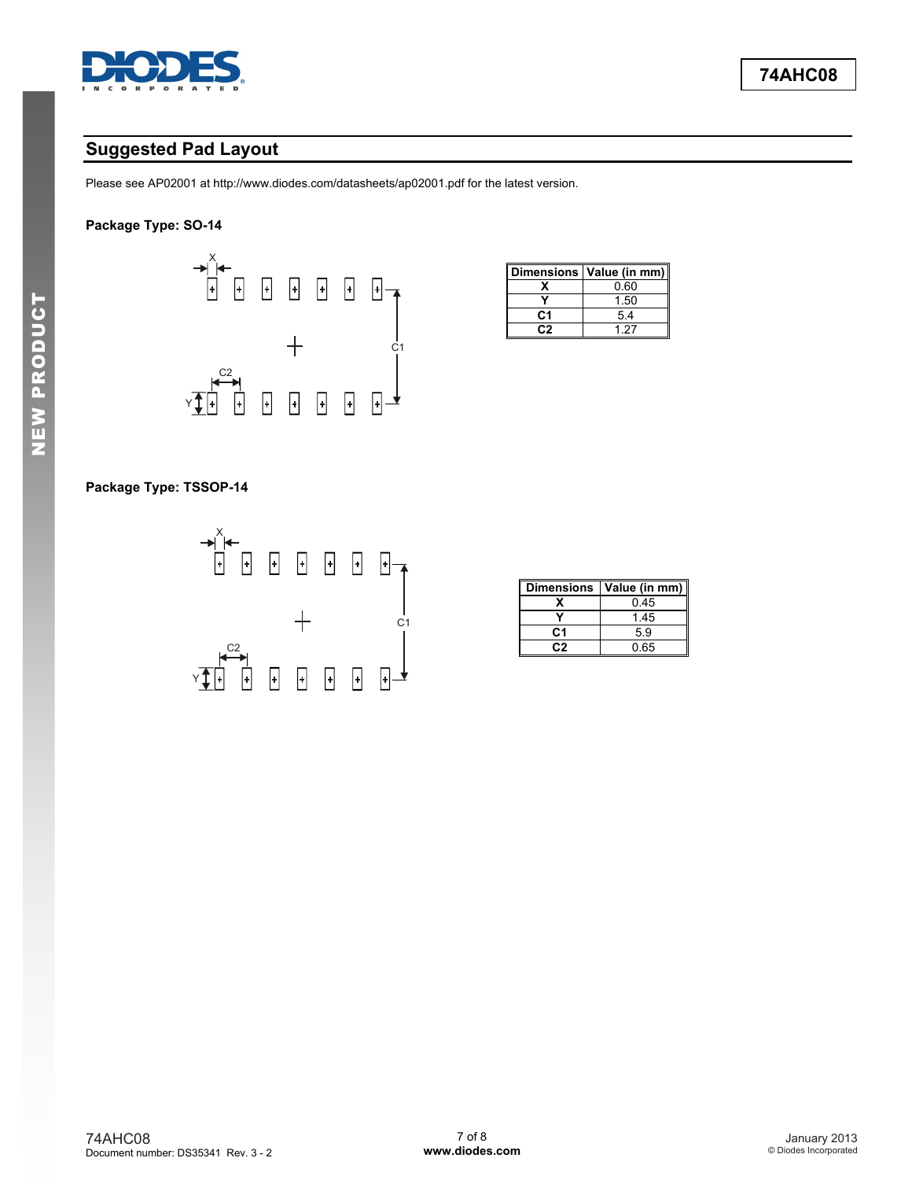## Suggested Pad Layout

Please see AP02001 at http://www.diodes.com/datasheets/ap02001.pdf for the latest version.

**Package Type: SO-14**

X

C1

C2

Y

| Dimensions | Value (in mm) |
|---|---|
| X | 0.60 |
| Y | 1.50 |
| C1 | 5.4 |
| C2 | 1.27 |

**Package Type: TSSOP-14**

X

C1

C2

Y

| Dimensions | Value (in mm) |
|---|---|
| X | 0.45 |
| Y | 1.45 |
| C1 | 5.9 |
| C2 | 0.65 |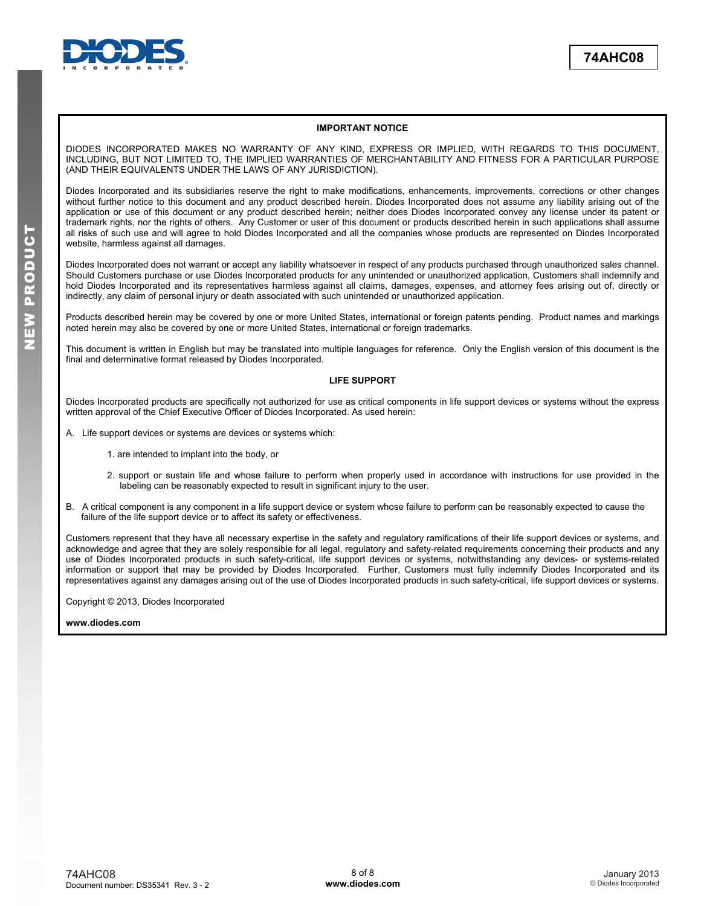## IMPORTANT NOTICE

DIODES INCORPORATED MAKES NO WARRANTY OF ANY KIND, EXPRESS OR IMPLIED, WITH REGARDS TO THIS DOCUMENT, INCLUDING, BUT NOT LIMITED TO, THE IMPLIED WARRANTIES OF MERCHANTABILITY AND FITNESS FOR A PARTICULAR PURPOSE (AND THEIR EQUIVALENTS UNDER THE LAWS OF ANY JURISDICTION).

Diodes Incorporated and its subsidiaries reserve the right to make modifications, enhancements, improvements, corrections or other changes without further notice to this document and any product described herein. Diodes Incorporated does not assume any liability arising out of the application or use of this document or any product described herein; neither does Diodes Incorporated convey any license under its patent or trademark rights, nor the rights of others. Any Customer or user of this document or products described herein in such applications shall assume all risks of such use and will agree to hold Diodes Incorporated and all the companies whose products are represented on Diodes Incorporated website, harmless against all damages.

Diodes Incorporated does not warrant or accept any liability whatsoever in respect of any products purchased through unauthorized sales channel. Should Customers purchase or use Diodes Incorporated products for any unintended or unauthorized application, Customers shall indemnify and hold Diodes Incorporated and its representatives harmless against all claims, damages, expenses, and attorney fees arising out of, directly or indirectly, any claim of personal injury or death associated with such unintended or unauthorized application.

Products described herein may be covered by one or more United States, international or foreign patents pending. Product names and markings noted herein may also be covered by one or more United States, international or foreign trademarks.

This document is written in English but may be translated into multiple languages for reference. Only the English version of this document is the final and determinative format released by Diodes Incorporated.

## LIFE SUPPORT

Diodes Incorporated products are specifically not authorized for use as critical components in life support devices or systems without the express written approval of the Chief Executive Officer of Diodes Incorporated. As used herein:

A. Life support devices or systems are devices or systems which:

1. are intended to implant into the body, or
2. support or sustain life and whose failure to perform when properly used in accordance with instructions for use provided in the labeling can be reasonably expected to result in significant injury to the user.

B. A critical component is any component in a life support device or system whose failure to perform can be reasonably expected to cause the failure of the life support device or to affect its safety or effectiveness.

Customers represent that they have all necessary expertise in the safety and regulatory ramifications of their life support devices or systems, and acknowledge and agree that they are solely responsible for all legal, regulatory and safety-related requirements concerning their products and any use of Diodes Incorporated products in such safety-critical, life support devices or systems, notwithstanding any devices- or systems-related information or support that may be provided by Diodes Incorporated. Further, Customers must fully indemnify Diodes Incorporated and its representatives against any damages arising out of the use of Diodes Incorporated products in such safety-critical, life support devices or systems.

Copyright © 2013, Diodes Incorporated

**www.diodes.com**